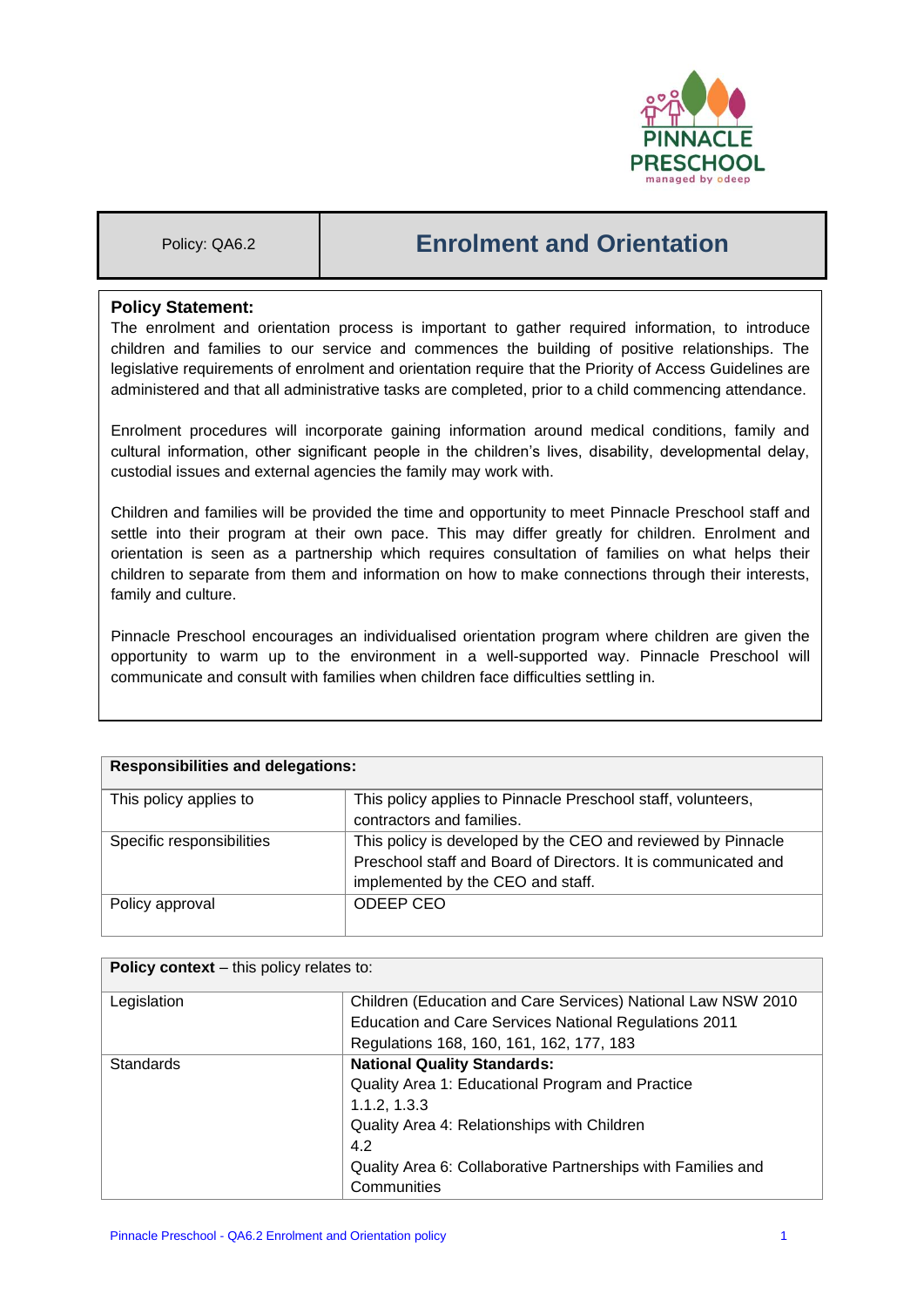| Policy: QA6.2 | Enrolment and Orientation |
|---|---|

**Policy Statement:**

The enrolment and orientation process is important to gather required information, to introduce children and families to our service and commences the building of positive relationships. The legislative requirements of enrolment and orientation require that the Priority of Access Guidelines are administered and that all administrative tasks are completed, prior to a child commencing attendance.

Enrolment procedures will incorporate gaining information around medical conditions, family and cultural information, other significant people in the children's lives, disability, developmental delay, custodial issues and external agencies the family may work with.

Children and families will be provided the time and opportunity to meet Pinnacle Preschool staff and settle into their program at their own pace. This may differ greatly for children. Enrolment and orientation is seen as a partnership which requires consultation of families on what helps their children to separate from them and information on how to make connections through their interests, family and culture.

Pinnacle Preschool encourages an individualised orientation program where children are given the opportunity to warm up to the environment in a well-supported way. Pinnacle Preschool will communicate and consult with families when children face difficulties settling in.

| **Responsibilities and delegations:** | |
|---|---|
| This policy applies to | This policy applies to Pinnacle Preschool staff, volunteers, contractors and families. |
| Specific responsibilities | This policy is developed by the CEO and reviewed by Pinnacle Preschool staff and Board of Directors. It is communicated and implemented by the CEO and staff. |
| Policy approval | ODEEP CEO |

| **Policy context** – this policy relates to: | |
|---|---|
| Legislation | Children (Education and Care Services) National Law NSW 2010<br>Education and Care Services National Regulations 2011<br>Regulations 168, 160, 161, 162, 177, 183 |
| Standards | **National Quality Standards:**<br>Quality Area 1: Educational Program and Practice<br>1.1.2, 1.3.3<br>Quality Area 4: Relationships with Children<br>4.2<br>Quality Area 6: Collaborative Partnerships with Families and Communities |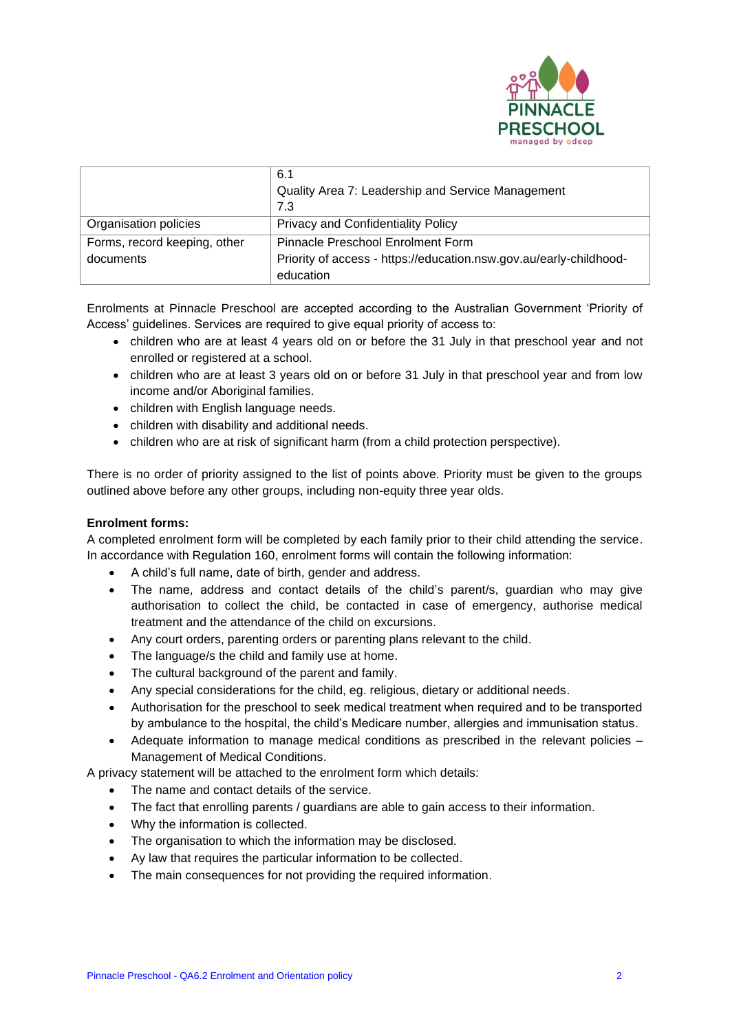|  | 6.1<br>Quality Area 7: Leadership and Service Management<br>7.3 |
|---|---|
| Organisation policies | Privacy and Confidentiality Policy |
| Forms, record keeping, other documents | Pinnacle Preschool Enrolment Form<br>Priority of access - https://education.nsw.gov.au/early-childhood-education |

Enrolments at Pinnacle Preschool are accepted according to the Australian Government 'Priority of Access' guidelines. Services are required to give equal priority of access to:

- children who are at least 4 years old on or before the 31 July in that preschool year and not enrolled or registered at a school.
- children who are at least 3 years old on or before 31 July in that preschool year and from low income and/or Aboriginal families.
- children with English language needs.
- children with disability and additional needs.
- children who are at risk of significant harm (from a child protection perspective).

There is no order of priority assigned to the list of points above. Priority must be given to the groups outlined above before any other groups, including non-equity three year olds.

**Enrolment forms:**
A completed enrolment form will be completed by each family prior to their child attending the service. In accordance with Regulation 160, enrolment forms will contain the following information:

- A child's full name, date of birth, gender and address.
- The name, address and contact details of the child's parent/s, guardian who may give authorisation to collect the child, be contacted in case of emergency, authorise medical treatment and the attendance of the child on excursions.
- Any court orders, parenting orders or parenting plans relevant to the child.
- The language/s the child and family use at home.
- The cultural background of the parent and family.
- Any special considerations for the child, eg. religious, dietary or additional needs.
- Authorisation for the preschool to seek medical treatment when required and to be transported by ambulance to the hospital, the child's Medicare number, allergies and immunisation status.
- Adequate information to manage medical conditions as prescribed in the relevant policies – Management of Medical Conditions.

A privacy statement will be attached to the enrolment form which details:

- The name and contact details of the service.
- The fact that enrolling parents / guardians are able to gain access to their information.
- Why the information is collected.
- The organisation to which the information may be disclosed.
- Ay law that requires the particular information to be collected.
- The main consequences for not providing the required information.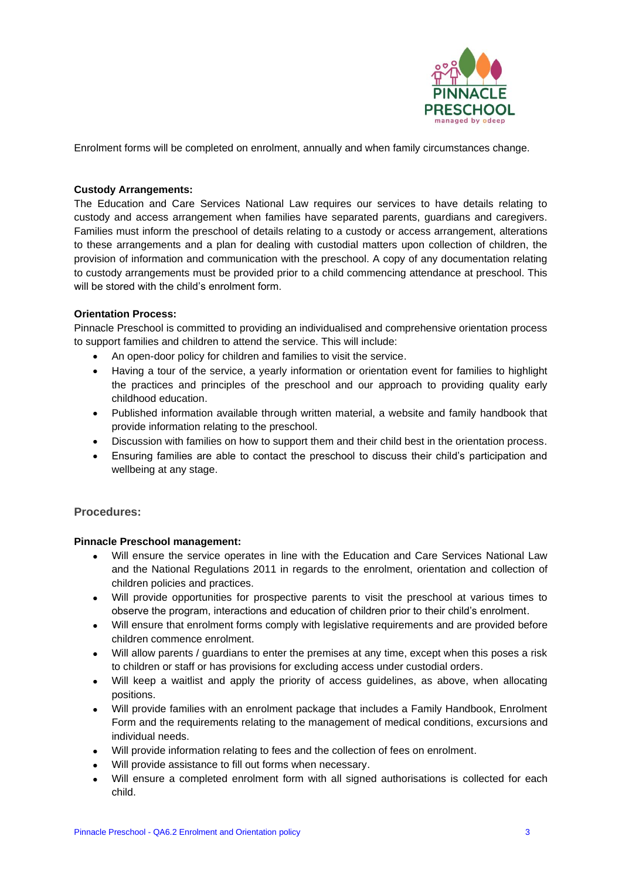Enrolment forms will be completed on enrolment, annually and when family circumstances change.

**Custody Arrangements:**

The Education and Care Services National Law requires our services to have details relating to custody and access arrangement when families have separated parents, guardians and caregivers. Families must inform the preschool of details relating to a custody or access arrangement, alterations to these arrangements and a plan for dealing with custodial matters upon collection of children, the provision of information and communication with the preschool. A copy of any documentation relating to custody arrangements must be provided prior to a child commencing attendance at preschool. This will be stored with the child's enrolment form.

**Orientation Process:**

Pinnacle Preschool is committed to providing an individualised and comprehensive orientation process to support families and children to attend the service. This will include:

- An open-door policy for children and families to visit the service.
- Having a tour of the service, a yearly information or orientation event for families to highlight the practices and principles of the preschool and our approach to providing quality early childhood education.
- Published information available through written material, a website and family handbook that provide information relating to the preschool.
- Discussion with families on how to support them and their child best in the orientation process.
- Ensuring families are able to contact the preschool to discuss their child's participation and wellbeing at any stage.

## Procedures:

**Pinnacle Preschool management:**

- Will ensure the service operates in line with the Education and Care Services National Law and the National Regulations 2011 in regards to the enrolment, orientation and collection of children policies and practices.
- Will provide opportunities for prospective parents to visit the preschool at various times to observe the program, interactions and education of children prior to their child's enrolment.
- Will ensure that enrolment forms comply with legislative requirements and are provided before children commence enrolment.
- Will allow parents / guardians to enter the premises at any time, except when this poses a risk to children or staff or has provisions for excluding access under custodial orders.
- Will keep a waitlist and apply the priority of access guidelines, as above, when allocating positions.
- Will provide families with an enrolment package that includes a Family Handbook, Enrolment Form and the requirements relating to the management of medical conditions, excursions and individual needs.
- Will provide information relating to fees and the collection of fees on enrolment.
- Will provide assistance to fill out forms when necessary.
- Will ensure a completed enrolment form with all signed authorisations is collected for each child.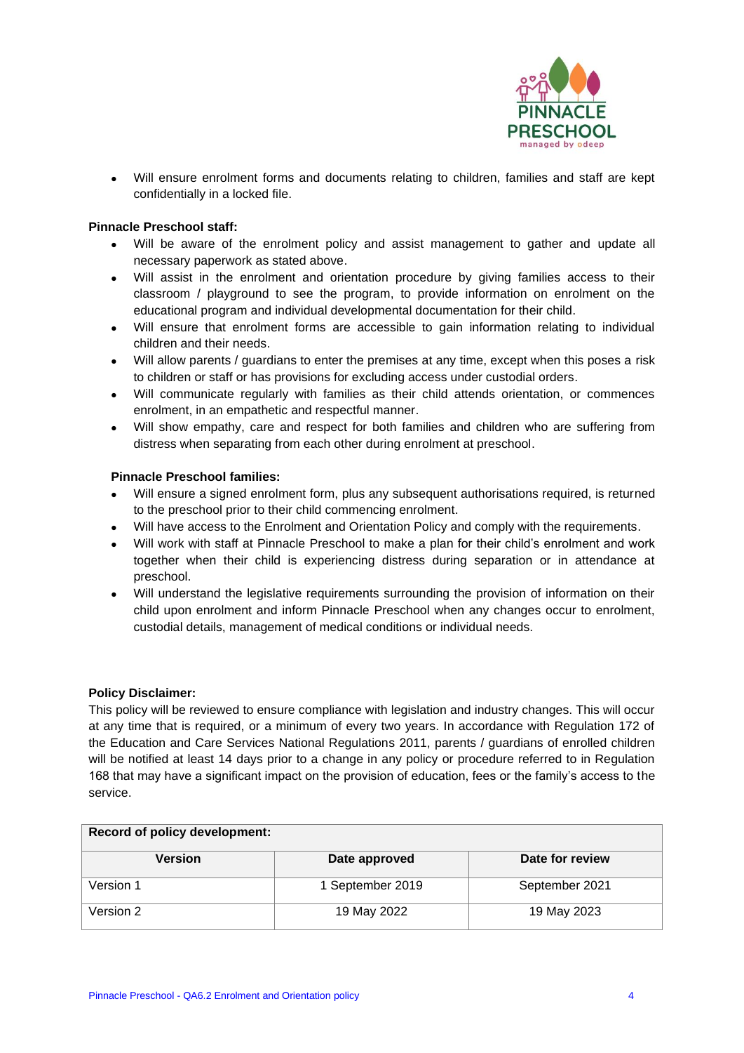- Will ensure enrolment forms and documents relating to children, families and staff are kept confidentially in a locked file.

**Pinnacle Preschool staff:**

- Will be aware of the enrolment policy and assist management to gather and update all necessary paperwork as stated above.
- Will assist in the enrolment and orientation procedure by giving families access to their classroom / playground to see the program, to provide information on enrolment on the educational program and individual developmental documentation for their child.
- Will ensure that enrolment forms are accessible to gain information relating to individual children and their needs.
- Will allow parents / guardians to enter the premises at any time, except when this poses a risk to children or staff or has provisions for excluding access under custodial orders.
- Will communicate regularly with families as their child attends orientation, or commences enrolment, in an empathetic and respectful manner.
- Will show empathy, care and respect for both families and children who are suffering from distress when separating from each other during enrolment at preschool.

**Pinnacle Preschool families:**

- Will ensure a signed enrolment form, plus any subsequent authorisations required, is returned to the preschool prior to their child commencing enrolment.
- Will have access to the Enrolment and Orientation Policy and comply with the requirements.
- Will work with staff at Pinnacle Preschool to make a plan for their child's enrolment and work together when their child is experiencing distress during separation or in attendance at preschool.
- Will understand the legislative requirements surrounding the provision of information on their child upon enrolment and inform Pinnacle Preschool when any changes occur to enrolment, custodial details, management of medical conditions or individual needs.

**Policy Disclaimer:**

This policy will be reviewed to ensure compliance with legislation and industry changes. This will occur at any time that is required, or a minimum of every two years. In accordance with Regulation 172 of the Education and Care Services National Regulations 2011, parents / guardians of enrolled children will be notified at least 14 days prior to a change in any policy or procedure referred to in Regulation 168 that may have a significant impact on the provision of education, fees or the family's access to the service.

| **Record of policy development:** | | |
|---|---|---|
| **Version** | **Date approved** | **Date for review** |
| Version 1 | 1 September 2019 | September 2021 |
| Version 2 | 19 May 2022 | 19 May 2023 |